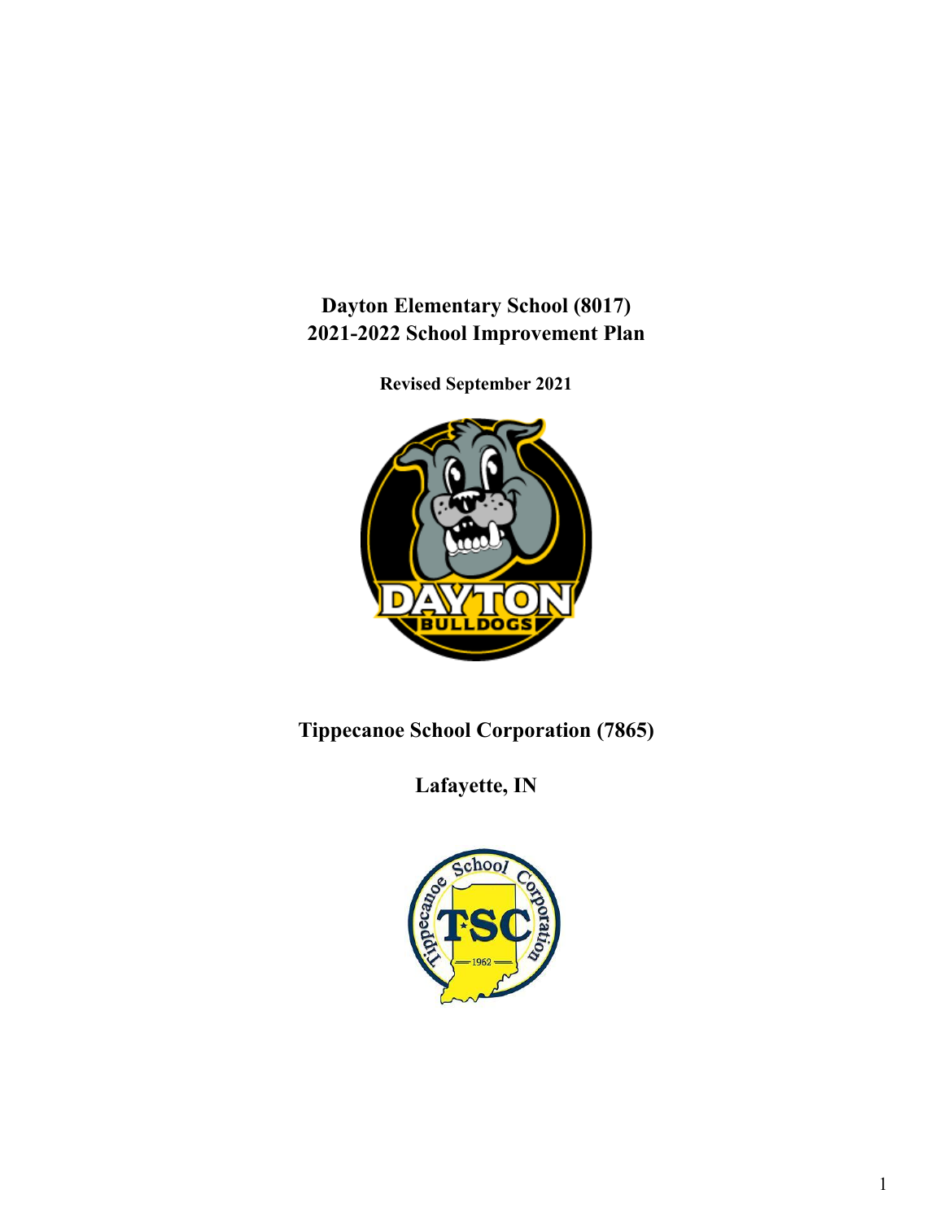# Dayton Elementary School (8017)
# 2021-2022 School Improvement Plan

**Revised September 2021**

## Tippecanoe School Corporation (7865)

## Lafayette, IN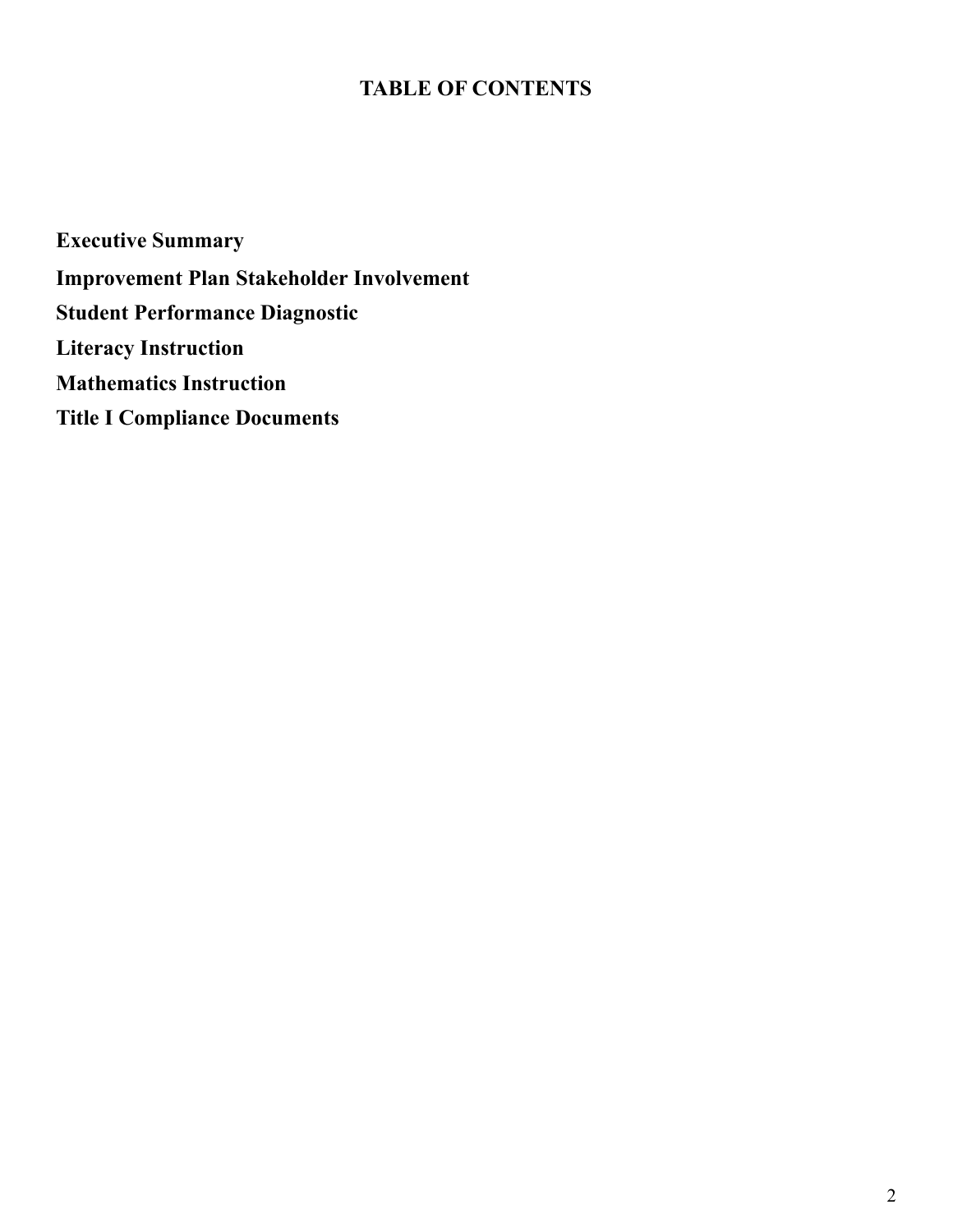# TABLE OF CONTENTS

**Executive Summary**

**Improvement Plan Stakeholder Involvement**

**Student Performance Diagnostic**

**Literacy Instruction**

**Mathematics Instruction**

**Title I Compliance Documents**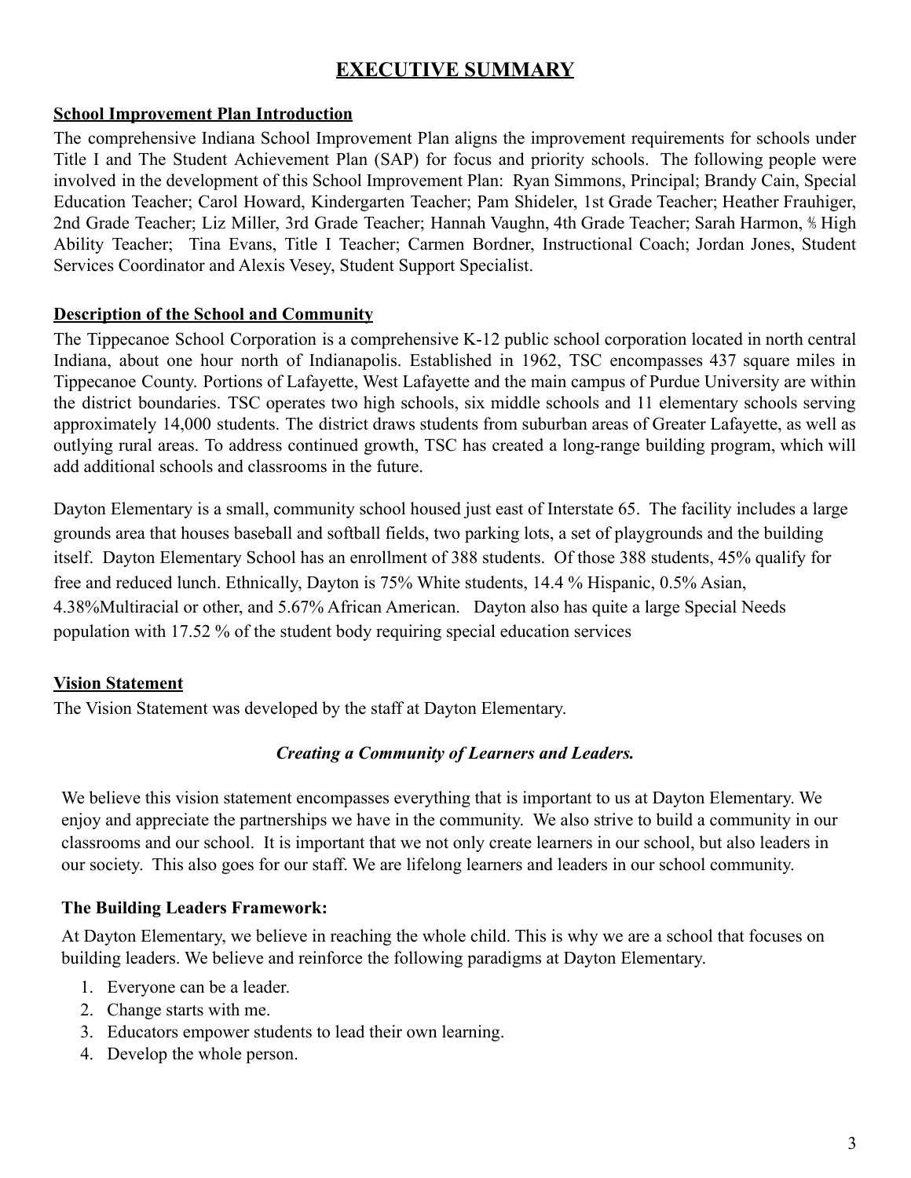# EXECUTIVE SUMMARY

## School Improvement Plan Introduction

The comprehensive Indiana School Improvement Plan aligns the improvement requirements for schools under Title I and The Student Achievement Plan (SAP) for focus and priority schools. The following people were involved in the development of this School Improvement Plan: Ryan Simmons, Principal; Brandy Cain, Special Education Teacher; Carol Howard, Kindergarten Teacher; Pam Shideler, 1st Grade Teacher; Heather Frauhiger, 2nd Grade Teacher; Liz Miller, 3rd Grade Teacher; Hannah Vaughn, 4th Grade Teacher; Sarah Harmon, ⅘ High Ability Teacher; Tina Evans, Title I Teacher; Carmen Bordner, Instructional Coach; Jordan Jones, Student Services Coordinator and Alexis Vesey, Student Support Specialist.

## Description of the School and Community

The Tippecanoe School Corporation is a comprehensive K-12 public school corporation located in north central Indiana, about one hour north of Indianapolis. Established in 1962, TSC encompasses 437 square miles in Tippecanoe County. Portions of Lafayette, West Lafayette and the main campus of Purdue University are within the district boundaries. TSC operates two high schools, six middle schools and 11 elementary schools serving approximately 14,000 students. The district draws students from suburban areas of Greater Lafayette, as well as outlying rural areas. To address continued growth, TSC has created a long-range building program, which will add additional schools and classrooms in the future.

Dayton Elementary is a small, community school housed just east of Interstate 65. The facility includes a large grounds area that houses baseball and softball fields, two parking lots, a set of playgrounds and the building itself. Dayton Elementary School has an enrollment of 388 students. Of those 388 students, 45% qualify for free and reduced lunch. Ethnically, Dayton is 75% White students, 14.4 % Hispanic, 0.5% Asian, 4.38%Multiracial or other, and 5.67% African American. Dayton also has quite a large Special Needs population with 17.52 % of the student body requiring special education services

## Vision Statement

The Vision Statement was developed by the staff at Dayton Elementary.

***Creating a Community of Learners and Leaders.***

We believe this vision statement encompasses everything that is important to us at Dayton Elementary. We enjoy and appreciate the partnerships we have in the community. We also strive to build a community in our classrooms and our school. It is important that we not only create learners in our school, but also leaders in our society. This also goes for our staff. We are lifelong learners and leaders in our school community.

**The Building Leaders Framework:**

At Dayton Elementary, we believe in reaching the whole child. This is why we are a school that focuses on building leaders. We believe and reinforce the following paradigms at Dayton Elementary.

1. Everyone can be a leader.
2. Change starts with me.
3. Educators empower students to lead their own learning.
4. Develop the whole person.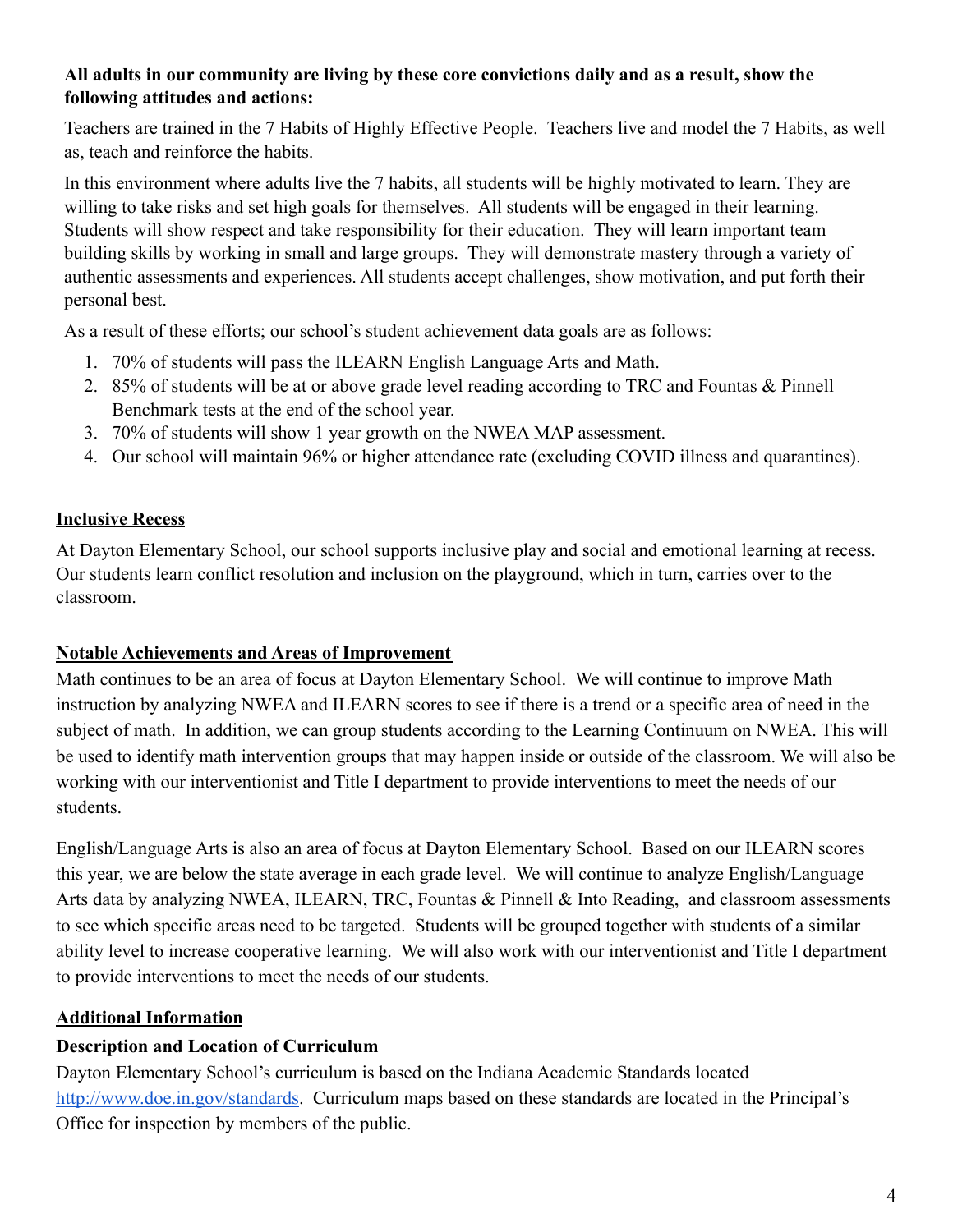**All adults in our community are living by these core convictions daily and as a result, show the following attitudes and actions:**

Teachers are trained in the 7 Habits of Highly Effective People. Teachers live and model the 7 Habits, as well as, teach and reinforce the habits.

In this environment where adults live the 7 habits, all students will be highly motivated to learn. They are willing to take risks and set high goals for themselves. All students will be engaged in their learning. Students will show respect and take responsibility for their education. They will learn important team building skills by working in small and large groups. They will demonstrate mastery through a variety of authentic assessments and experiences. All students accept challenges, show motivation, and put forth their personal best.

As a result of these efforts; our school's student achievement data goals are as follows:

1. 70% of students will pass the ILEARN English Language Arts and Math.
2. 85% of students will be at or above grade level reading according to TRC and Fountas & Pinnell Benchmark tests at the end of the school year.
3. 70% of students will show 1 year growth on the NWEA MAP assessment.
4. Our school will maintain 96% or higher attendance rate (excluding COVID illness and quarantines).

## Inclusive Recess

At Dayton Elementary School, our school supports inclusive play and social and emotional learning at recess. Our students learn conflict resolution and inclusion on the playground, which in turn, carries over to the classroom.

## Notable Achievements and Areas of Improvement

Math continues to be an area of focus at Dayton Elementary School. We will continue to improve Math instruction by analyzing NWEA and ILEARN scores to see if there is a trend or a specific area of need in the subject of math. In addition, we can group students according to the Learning Continuum on NWEA. This will be used to identify math intervention groups that may happen inside or outside of the classroom. We will also be working with our interventionist and Title I department to provide interventions to meet the needs of our students.

English/Language Arts is also an area of focus at Dayton Elementary School. Based on our ILEARN scores this year, we are below the state average in each grade level. We will continue to analyze English/Language Arts data by analyzing NWEA, ILEARN, TRC, Fountas & Pinnell & Into Reading, and classroom assessments to see which specific areas need to be targeted. Students will be grouped together with students of a similar ability level to increase cooperative learning. We will also work with our interventionist and Title I department to provide interventions to meet the needs of our students.

## Additional Information

### Description and Location of Curriculum

Dayton Elementary School's curriculum is based on the Indiana Academic Standards located http://www.doe.in.gov/standards. Curriculum maps based on these standards are located in the Principal's Office for inspection by members of the public.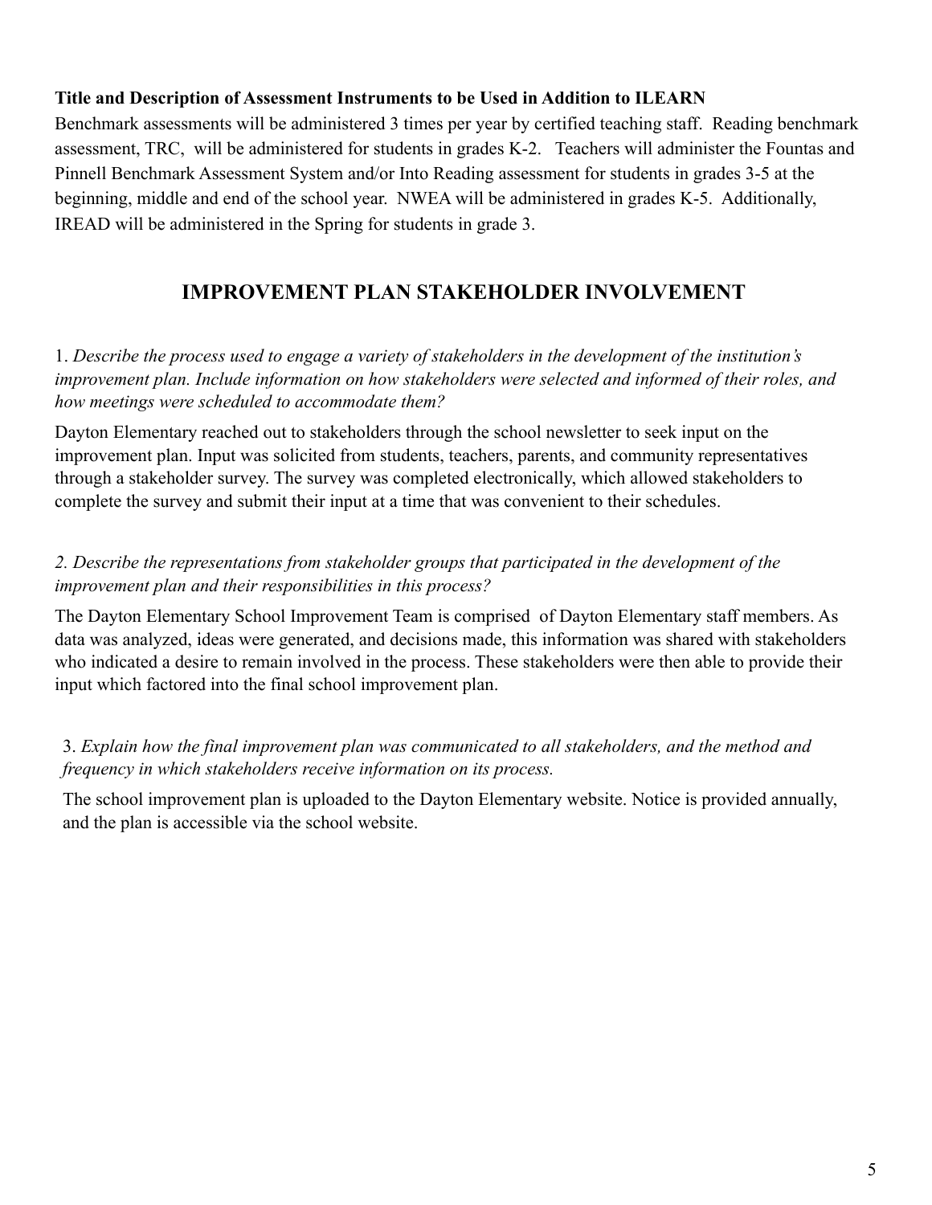**Title and Description of Assessment Instruments to be Used in Addition to ILEARN**

Benchmark assessments will be administered 3 times per year by certified teaching staff. Reading benchmark assessment, TRC, will be administered for students in grades K-2. Teachers will administer the Fountas and Pinnell Benchmark Assessment System and/or Into Reading assessment for students in grades 3-5 at the beginning, middle and end of the school year. NWEA will be administered in grades K-5. Additionally, IREAD will be administered in the Spring for students in grade 3.

## IMPROVEMENT PLAN STAKEHOLDER INVOLVEMENT

1. *Describe the process used to engage a variety of stakeholders in the development of the institution's improvement plan. Include information on how stakeholders were selected and informed of their roles, and how meetings were scheduled to accommodate them?*

Dayton Elementary reached out to stakeholders through the school newsletter to seek input on the improvement plan. Input was solicited from students, teachers, parents, and community representatives through a stakeholder survey. The survey was completed electronically, which allowed stakeholders to complete the survey and submit their input at a time that was convenient to their schedules.

*2. Describe the representations from stakeholder groups that participated in the development of the improvement plan and their responsibilities in this process?*

The Dayton Elementary School Improvement Team is comprised of Dayton Elementary staff members. As data was analyzed, ideas were generated, and decisions made, this information was shared with stakeholders who indicated a desire to remain involved in the process. These stakeholders were then able to provide their input which factored into the final school improvement plan.

3. *Explain how the final improvement plan was communicated to all stakeholders, and the method and frequency in which stakeholders receive information on its process.*

The school improvement plan is uploaded to the Dayton Elementary website. Notice is provided annually, and the plan is accessible via the school website.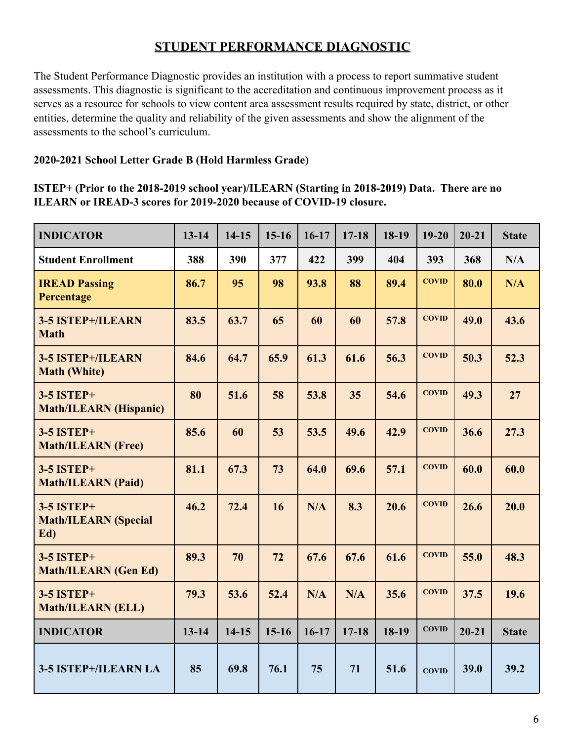# STUDENT PERFORMANCE DIAGNOSTIC

The Student Performance Diagnostic provides an institution with a process to report summative student assessments. This diagnostic is significant to the accreditation and continuous improvement process as it serves as a resource for schools to view content area assessment results required by state, district, or other entities, determine the quality and reliability of the given assessments and show the alignment of the assessments to the school's curriculum.

**2020-2021 School Letter Grade B (Hold Harmless Grade)**

**ISTEP+ (Prior to the 2018-2019 school year)/ILEARN (Starting in 2018-2019) Data. There are no ILEARN or IREAD-3 scores for 2019-2020 because of COVID-19 closure.**

| INDICATOR | 13-14 | 14-15 | 15-16 | 16-17 | 17-18 | 18-19 | 19-20 | 20-21 | State |
|---|---|---|---|---|---|---|---|---|---|
| Student Enrollment | 388 | 390 | 377 | 422 | 399 | 404 | 393 | 368 | N/A |
| IREAD Passing Percentage | 86.7 | 95 | 98 | 93.8 | 88 | 89.4 | COVID | 80.0 | N/A |
| 3-5 ISTEP+/ILEARN Math | 83.5 | 63.7 | 65 | 60 | 60 | 57.8 | COVID | 49.0 | 43.6 |
| 3-5 ISTEP+/ILEARN Math (White) | 84.6 | 64.7 | 65.9 | 61.3 | 61.6 | 56.3 | COVID | 50.3 | 52.3 |
| 3-5 ISTEP+ Math/ILEARN (Hispanic) | 80 | 51.6 | 58 | 53.8 | 35 | 54.6 | COVID | 49.3 | 27 |
| 3-5 ISTEP+ Math/ILEARN (Free) | 85.6 | 60 | 53 | 53.5 | 49.6 | 42.9 | COVID | 36.6 | 27.3 |
| 3-5 ISTEP+ Math/ILEARN (Paid) | 81.1 | 67.3 | 73 | 64.0 | 69.6 | 57.1 | COVID | 60.0 | 60.0 |
| 3-5 ISTEP+ Math/ILEARN (Special Ed) | 46.2 | 72.4 | 16 | N/A | 8.3 | 20.6 | COVID | 26.6 | 20.0 |
| 3-5 ISTEP+ Math/ILEARN (Gen Ed) | 89.3 | 70 | 72 | 67.6 | 67.6 | 61.6 | COVID | 55.0 | 48.3 |
| 3-5 ISTEP+ Math/ILEARN (ELL) | 79.3 | 53.6 | 52.4 | N/A | N/A | 35.6 | COVID | 37.5 | 19.6 |
| INDICATOR | 13-14 | 14-15 | 15-16 | 16-17 | 17-18 | 18-19 | COVID | 20-21 | State |
| 3-5 ISTEP+/ILEARN LA | 85 | 69.8 | 76.1 | 75 | 71 | 51.6 | COVID | 39.0 | 39.2 |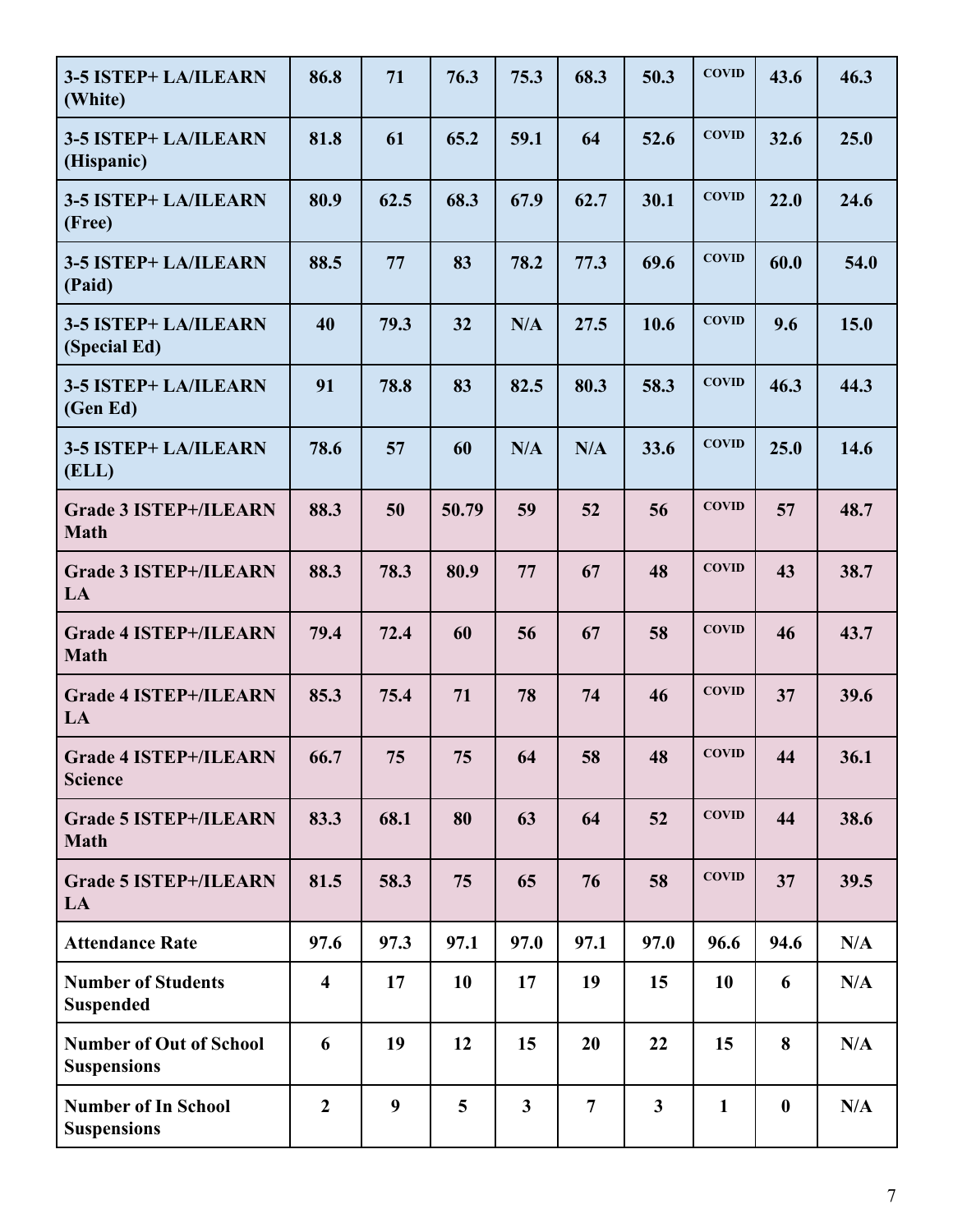| 3-5 ISTEP+ LA/ILEARN (White) | 86.8 | 71 | 76.3 | 75.3 | 68.3 | 50.3 | COVID | 43.6 | 46.3 |
|---|---|---|---|---|---|---|---|---|---|
| 3-5 ISTEP+ LA/ILEARN (Hispanic) | 81.8 | 61 | 65.2 | 59.1 | 64 | 52.6 | COVID | 32.6 | 25.0 |
| 3-5 ISTEP+ LA/ILEARN (Free) | 80.9 | 62.5 | 68.3 | 67.9 | 62.7 | 30.1 | COVID | 22.0 | 24.6 |
| 3-5 ISTEP+ LA/ILEARN (Paid) | 88.5 | 77 | 83 | 78.2 | 77.3 | 69.6 | COVID | 60.0 | 54.0 |
| 3-5 ISTEP+ LA/ILEARN (Special Ed) | 40 | 79.3 | 32 | N/A | 27.5 | 10.6 | COVID | 9.6 | 15.0 |
| 3-5 ISTEP+ LA/ILEARN (Gen Ed) | 91 | 78.8 | 83 | 82.5 | 80.3 | 58.3 | COVID | 46.3 | 44.3 |
| 3-5 ISTEP+ LA/ILEARN (ELL) | 78.6 | 57 | 60 | N/A | N/A | 33.6 | COVID | 25.0 | 14.6 |
| Grade 3 ISTEP+/ILEARN Math | 88.3 | 50 | 50.79 | 59 | 52 | 56 | COVID | 57 | 48.7 |
| Grade 3 ISTEP+/ILEARN LA | 88.3 | 78.3 | 80.9 | 77 | 67 | 48 | COVID | 43 | 38.7 |
| Grade 4 ISTEP+/ILEARN Math | 79.4 | 72.4 | 60 | 56 | 67 | 58 | COVID | 46 | 43.7 |
| Grade 4 ISTEP+/ILEARN LA | 85.3 | 75.4 | 71 | 78 | 74 | 46 | COVID | 37 | 39.6 |
| Grade 4 ISTEP+/ILEARN Science | 66.7 | 75 | 75 | 64 | 58 | 48 | COVID | 44 | 36.1 |
| Grade 5 ISTEP+/ILEARN Math | 83.3 | 68.1 | 80 | 63 | 64 | 52 | COVID | 44 | 38.6 |
| Grade 5 ISTEP+/ILEARN LA | 81.5 | 58.3 | 75 | 65 | 76 | 58 | COVID | 37 | 39.5 |
| Attendance Rate | 97.6 | 97.3 | 97.1 | 97.0 | 97.1 | 97.0 | 96.6 | 94.6 | N/A |
| Number of Students Suspended | 4 | 17 | 10 | 17 | 19 | 15 | 10 | 6 | N/A |
| Number of Out of School Suspensions | 6 | 19 | 12 | 15 | 20 | 22 | 15 | 8 | N/A |
| Number of In School Suspensions | 2 | 9 | 5 | 3 | 7 | 3 | 1 | 0 | N/A |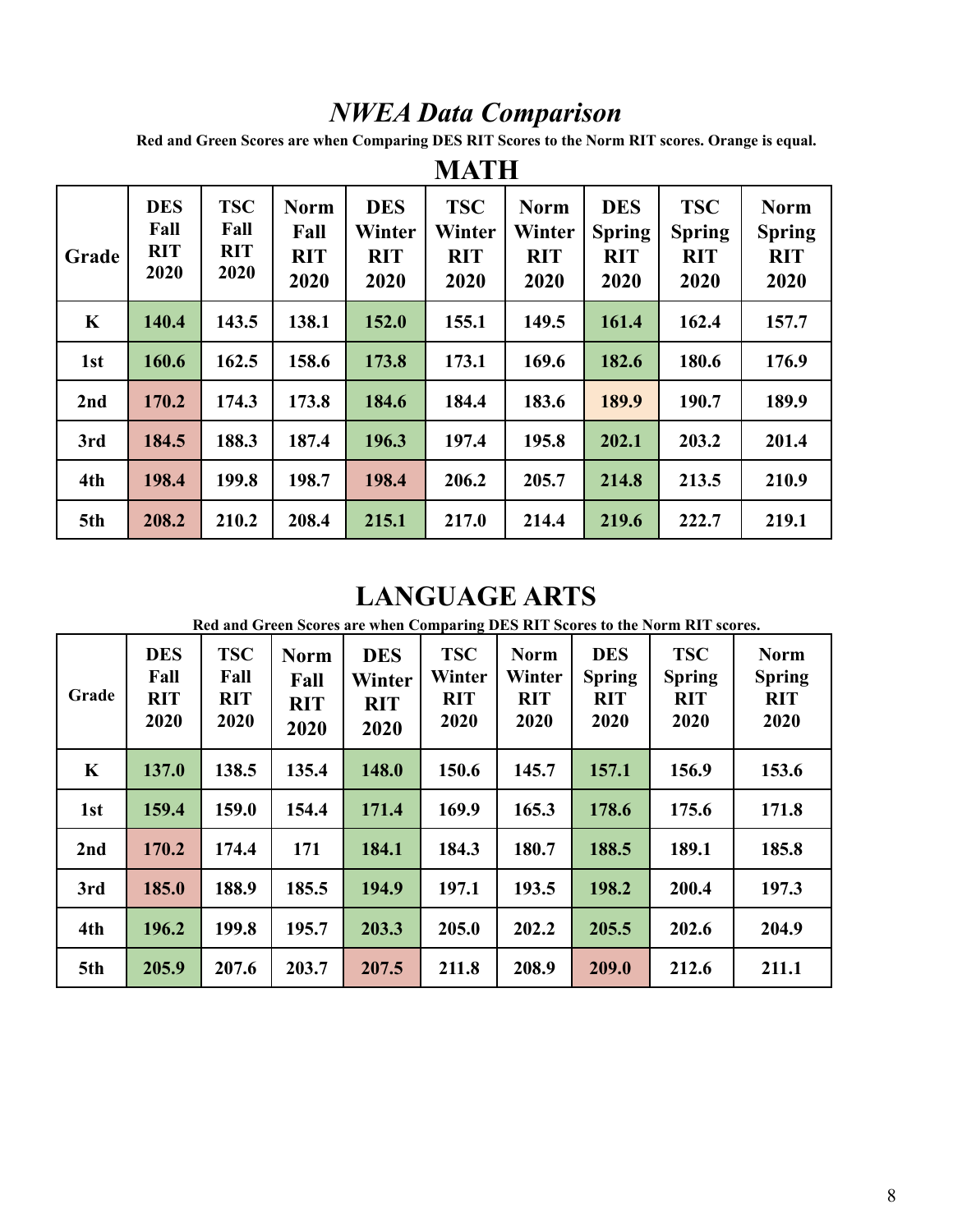# *NWEA Data Comparison*

**Red and Green Scores are when Comparing DES RIT Scores to the Norm RIT scores. Orange is equal.**

## MATH

| Grade | DES Fall RIT 2020 | TSC Fall RIT 2020 | Norm Fall RIT 2020 | DES Winter RIT 2020 | TSC Winter RIT 2020 | Norm Winter RIT 2020 | DES Spring RIT 2020 | TSC Spring RIT 2020 | Norm Spring RIT 2020 |
|---|---|---|---|---|---|---|---|---|---|
| K | 140.4 | 143.5 | 138.1 | 152.0 | 155.1 | 149.5 | 161.4 | 162.4 | 157.7 |
| 1st | 160.6 | 162.5 | 158.6 | 173.8 | 173.1 | 169.6 | 182.6 | 180.6 | 176.9 |
| 2nd | 170.2 | 174.3 | 173.8 | 184.6 | 184.4 | 183.6 | 189.9 | 190.7 | 189.9 |
| 3rd | 184.5 | 188.3 | 187.4 | 196.3 | 197.4 | 195.8 | 202.1 | 203.2 | 201.4 |
| 4th | 198.4 | 199.8 | 198.7 | 198.4 | 206.2 | 205.7 | 214.8 | 213.5 | 210.9 |
| 5th | 208.2 | 210.2 | 208.4 | 215.1 | 217.0 | 214.4 | 219.6 | 222.7 | 219.1 |

## LANGUAGE ARTS

**Red and Green Scores are when Comparing DES RIT Scores to the Norm RIT scores.**

| Grade | DES Fall RIT 2020 | TSC Fall RIT 2020 | Norm Fall RIT 2020 | DES Winter RIT 2020 | TSC Winter RIT 2020 | Norm Winter RIT 2020 | DES Spring RIT 2020 | TSC Spring RIT 2020 | Norm Spring RIT 2020 |
|---|---|---|---|---|---|---|---|---|---|
| K | 137.0 | 138.5 | 135.4 | 148.0 | 150.6 | 145.7 | 157.1 | 156.9 | 153.6 |
| 1st | 159.4 | 159.0 | 154.4 | 171.4 | 169.9 | 165.3 | 178.6 | 175.6 | 171.8 |
| 2nd | 170.2 | 174.4 | 171 | 184.1 | 184.3 | 180.7 | 188.5 | 189.1 | 185.8 |
| 3rd | 185.0 | 188.9 | 185.5 | 194.9 | 197.1 | 193.5 | 198.2 | 200.4 | 197.3 |
| 4th | 196.2 | 199.8 | 195.7 | 203.3 | 205.0 | 202.2 | 205.5 | 202.6 | 204.9 |
| 5th | 205.9 | 207.6 | 203.7 | 207.5 | 211.8 | 208.9 | 209.0 | 212.6 | 211.1 |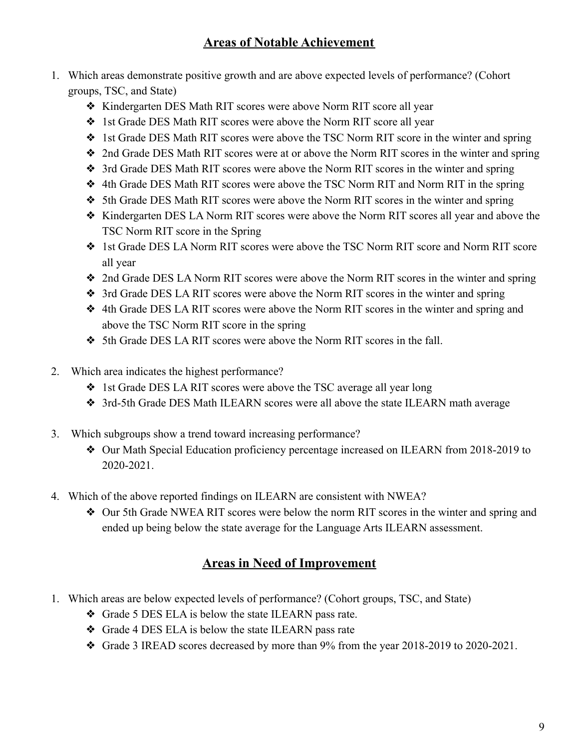## Areas of Notable Achievement

1. Which areas demonstrate positive growth and are above expected levels of performance? (Cohort groups, TSC, and State)
    - Kindergarten DES Math RIT scores were above Norm RIT score all year
    - 1st Grade DES Math RIT scores were above the Norm RIT score all year
    - 1st Grade DES Math RIT scores were above the TSC Norm RIT score in the winter and spring
    - 2nd Grade DES Math RIT scores were at or above the Norm RIT scores in the winter and spring
    - 3rd Grade DES Math RIT scores were above the Norm RIT scores in the winter and spring
    - 4th Grade DES Math RIT scores were above the TSC Norm RIT and Norm RIT in the spring
    - 5th Grade DES Math RIT scores were above the Norm RIT scores in the winter and spring
    - Kindergarten DES LA Norm RIT scores were above the Norm RIT scores all year and above the TSC Norm RIT score in the Spring
    - 1st Grade DES LA Norm RIT scores were above the TSC Norm RIT score and Norm RIT score all year
    - 2nd Grade DES LA Norm RIT scores were above the Norm RIT scores in the winter and spring
    - 3rd Grade DES LA RIT scores were above the Norm RIT scores in the winter and spring
    - 4th Grade DES LA RIT scores were above the Norm RIT scores in the winter and spring and above the TSC Norm RIT score in the spring
    - 5th Grade DES LA RIT scores were above the Norm RIT scores in the fall.

2. Which area indicates the highest performance?
    - 1st Grade DES LA RIT scores were above the TSC average all year long
    - 3rd-5th Grade DES Math ILEARN scores were all above the state ILEARN math average

3. Which subgroups show a trend toward increasing performance?
    - Our Math Special Education proficiency percentage increased on ILEARN from 2018-2019 to 2020-2021.

4. Which of the above reported findings on ILEARN are consistent with NWEA?
    - Our 5th Grade NWEA RIT scores were below the norm RIT scores in the winter and spring and ended up being below the state average for the Language Arts ILEARN assessment.

## Areas in Need of Improvement

1. Which areas are below expected levels of performance? (Cohort groups, TSC, and State)
    - Grade 5 DES ELA is below the state ILEARN pass rate.
    - Grade 4 DES ELA is below the state ILEARN pass rate
    - Grade 3 IREAD scores decreased by more than 9% from the year 2018-2019 to 2020-2021.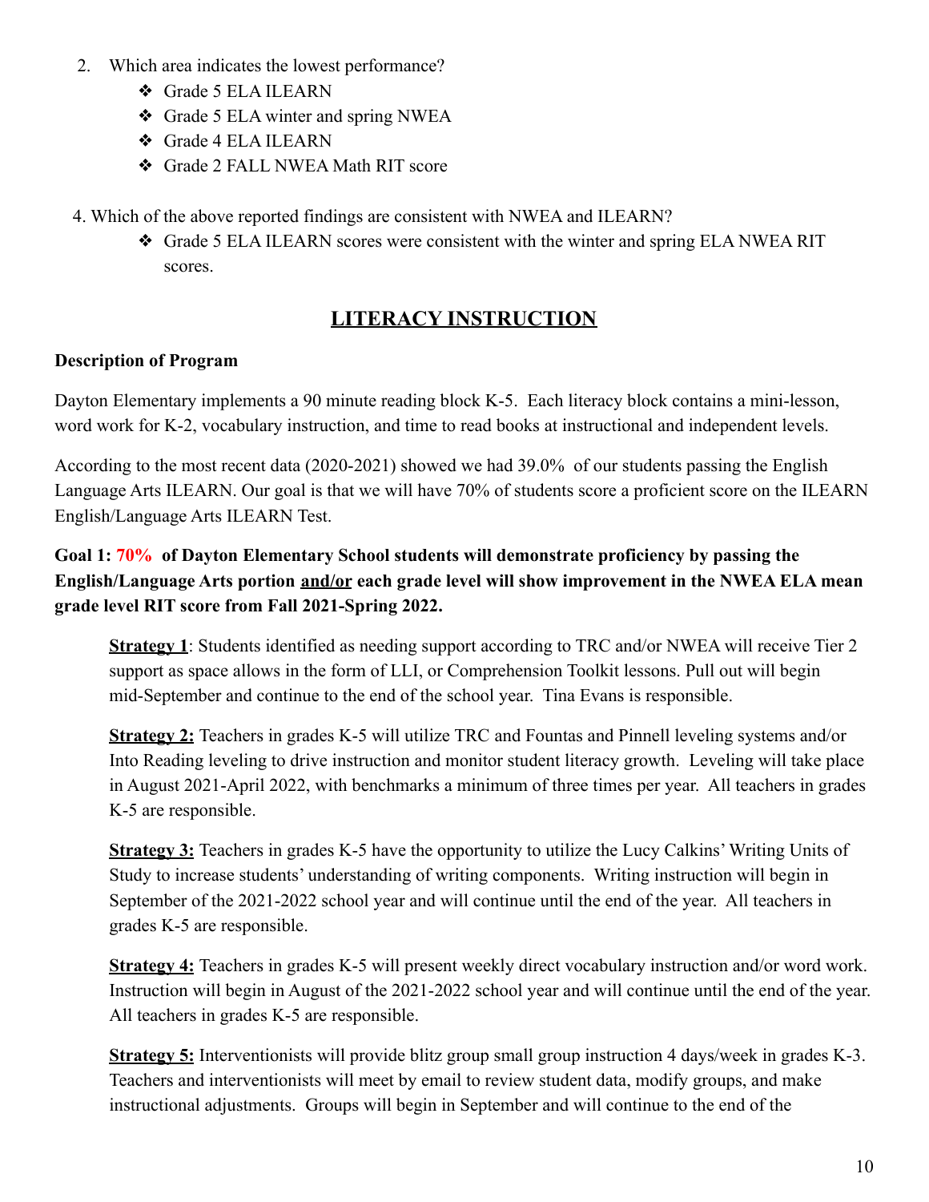2. Which area indicates the lowest performance?
   - ❖ Grade 5 ELA ILEARN
   - ❖ Grade 5 ELA winter and spring NWEA
   - ❖ Grade 4 ELA ILEARN
   - ❖ Grade 2 FALL NWEA Math RIT score

4. Which of the above reported findings are consistent with NWEA and ILEARN?
   - ❖ Grade 5 ELA ILEARN scores were consistent with the winter and spring ELA NWEA RIT scores.

## LITERACY INSTRUCTION

**Description of Program**

Dayton Elementary implements a 90 minute reading block K-5. Each literacy block contains a mini-lesson, word work for K-2, vocabulary instruction, and time to read books at instructional and independent levels.

According to the most recent data (2020-2021) showed we had 39.0% of our students passing the English Language Arts ILEARN. Our goal is that we will have 70% of students score a proficient score on the ILEARN English/Language Arts ILEARN Test.

**Goal 1: 70% of Dayton Elementary School students will demonstrate proficiency by passing the English/Language Arts portion <u>and/or</u> each grade level will show improvement in the NWEA ELA mean grade level RIT score from Fall 2021-Spring 2022.**

<u>**Strategy 1**</u>: Students identified as needing support according to TRC and/or NWEA will receive Tier 2 support as space allows in the form of LLI, or Comprehension Toolkit lessons. Pull out will begin mid-September and continue to the end of the school year. Tina Evans is responsible.

<u>**Strategy 2:**</u> Teachers in grades K-5 will utilize TRC and Fountas and Pinnell leveling systems and/or Into Reading leveling to drive instruction and monitor student literacy growth. Leveling will take place in August 2021-April 2022, with benchmarks a minimum of three times per year. All teachers in grades K-5 are responsible.

<u>**Strategy 3:**</u> Teachers in grades K-5 have the opportunity to utilize the Lucy Calkins' Writing Units of Study to increase students' understanding of writing components. Writing instruction will begin in September of the 2021-2022 school year and will continue until the end of the year. All teachers in grades K-5 are responsible.

<u>**Strategy 4:**</u> Teachers in grades K-5 will present weekly direct vocabulary instruction and/or word work. Instruction will begin in August of the 2021-2022 school year and will continue until the end of the year. All teachers in grades K-5 are responsible.

<u>**Strategy 5:**</u> Interventionists will provide blitz group small group instruction 4 days/week in grades K-3. Teachers and interventionists will meet by email to review student data, modify groups, and make instructional adjustments. Groups will begin in September and will continue to the end of the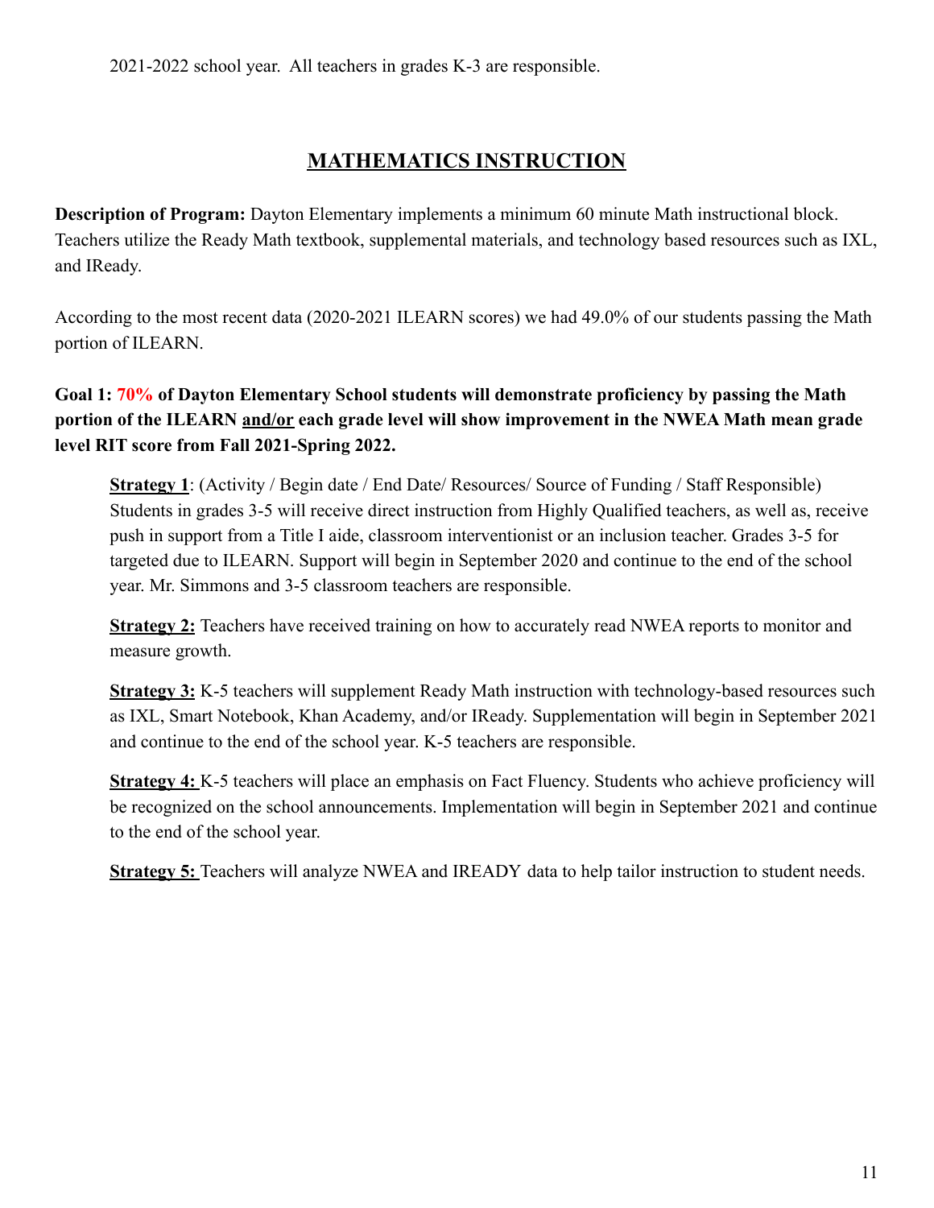2021-2022 school year. All teachers in grades K-3 are responsible.

## MATHEMATICS INSTRUCTION

**Description of Program:** Dayton Elementary implements a minimum 60 minute Math instructional block. Teachers utilize the Ready Math textbook, supplemental materials, and technology based resources such as IXL, and IReady.

According to the most recent data (2020-2021 ILEARN scores) we had 49.0% of our students passing the Math portion of ILEARN.

**Goal 1: 70% of Dayton Elementary School students will demonstrate proficiency by passing the Math portion of the ILEARN and/or each grade level will show improvement in the NWEA Math mean grade level RIT score from Fall 2021-Spring 2022.**

**Strategy 1**: (Activity / Begin date / End Date/ Resources/ Source of Funding / Staff Responsible) Students in grades 3-5 will receive direct instruction from Highly Qualified teachers, as well as, receive push in support from a Title I aide, classroom interventionist or an inclusion teacher. Grades 3-5 for targeted due to ILEARN. Support will begin in September 2020 and continue to the end of the school year. Mr. Simmons and 3-5 classroom teachers are responsible.

**Strategy 2:** Teachers have received training on how to accurately read NWEA reports to monitor and measure growth.

**Strategy 3:** K-5 teachers will supplement Ready Math instruction with technology-based resources such as IXL, Smart Notebook, Khan Academy, and/or IReady. Supplementation will begin in September 2021 and continue to the end of the school year. K-5 teachers are responsible.

**Strategy 4:** K-5 teachers will place an emphasis on Fact Fluency. Students who achieve proficiency will be recognized on the school announcements. Implementation will begin in September 2021 and continue to the end of the school year.

**Strategy 5:** Teachers will analyze NWEA and IREADY data to help tailor instruction to student needs.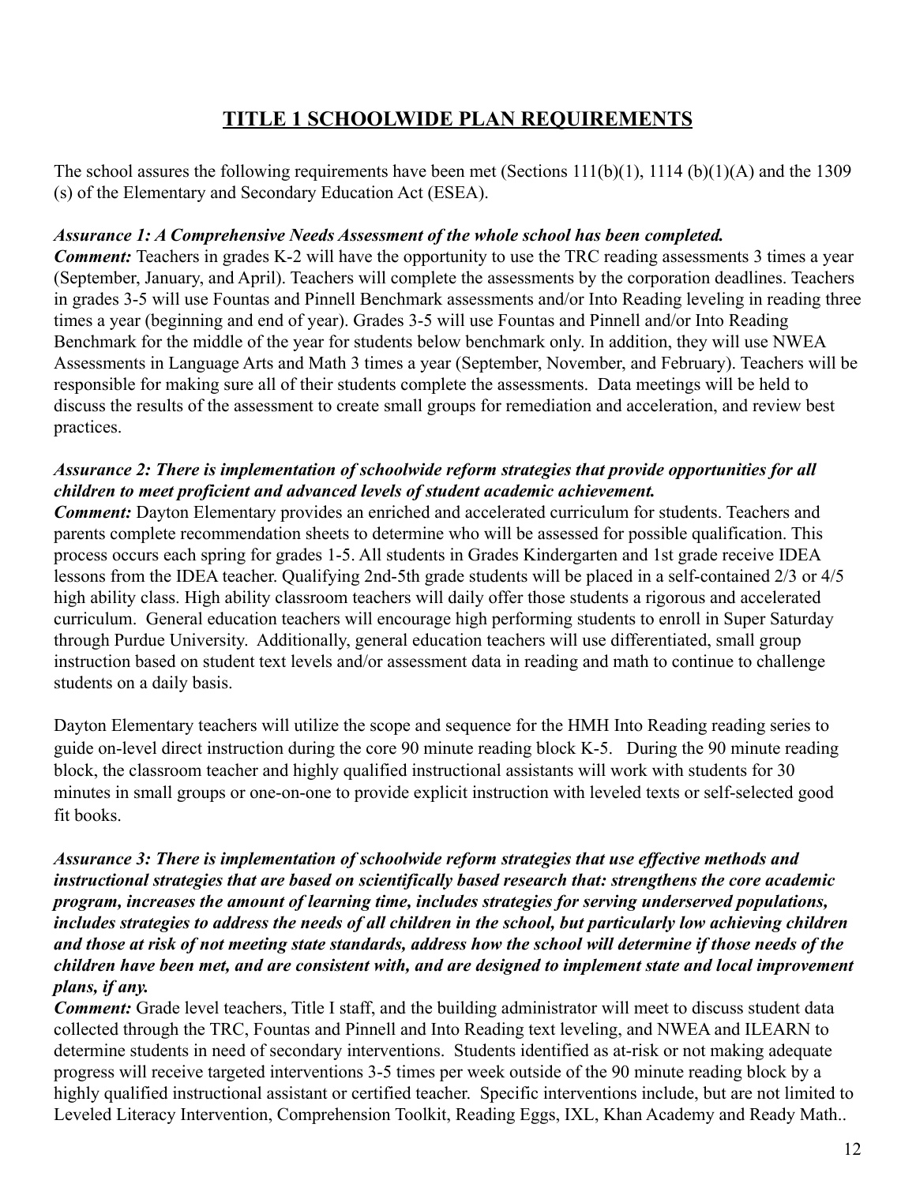## TITLE 1 SCHOOLWIDE PLAN REQUIREMENTS

The school assures the following requirements have been met (Sections 111(b)(1), 1114 (b)(1)(A) and the 1309 (s) of the Elementary and Secondary Education Act (ESEA).

***Assurance 1: A Comprehensive Needs Assessment of the whole school has been completed.***
***Comment:*** Teachers in grades K-2 will have the opportunity to use the TRC reading assessments 3 times a year (September, January, and April). Teachers will complete the assessments by the corporation deadlines. Teachers in grades 3-5 will use Fountas and Pinnell Benchmark assessments and/or Into Reading leveling in reading three times a year (beginning and end of year). Grades 3-5 will use Fountas and Pinnell and/or Into Reading Benchmark for the middle of the year for students below benchmark only. In addition, they will use NWEA Assessments in Language Arts and Math 3 times a year (September, November, and February). Teachers will be responsible for making sure all of their students complete the assessments. Data meetings will be held to discuss the results of the assessment to create small groups for remediation and acceleration, and review best practices.

***Assurance 2: There is implementation of schoolwide reform strategies that provide opportunities for all children to meet proficient and advanced levels of student academic achievement.***
***Comment:*** Dayton Elementary provides an enriched and accelerated curriculum for students. Teachers and parents complete recommendation sheets to determine who will be assessed for possible qualification. This process occurs each spring for grades 1-5. All students in Grades Kindergarten and 1st grade receive IDEA lessons from the IDEA teacher. Qualifying 2nd-5th grade students will be placed in a self-contained 2/3 or 4/5 high ability class. High ability classroom teachers will daily offer those students a rigorous and accelerated curriculum. General education teachers will encourage high performing students to enroll in Super Saturday through Purdue University. Additionally, general education teachers will use differentiated, small group instruction based on student text levels and/or assessment data in reading and math to continue to challenge students on a daily basis.

Dayton Elementary teachers will utilize the scope and sequence for the HMH Into Reading reading series to guide on-level direct instruction during the core 90 minute reading block K-5. During the 90 minute reading block, the classroom teacher and highly qualified instructional assistants will work with students for 30 minutes in small groups or one-on-one to provide explicit instruction with leveled texts or self-selected good fit books.

***Assurance 3: There is implementation of schoolwide reform strategies that use effective methods and instructional strategies that are based on scientifically based research that: strengthens the core academic program, increases the amount of learning time, includes strategies for serving underserved populations, includes strategies to address the needs of all children in the school, but particularly low achieving children and those at risk of not meeting state standards, address how the school will determine if those needs of the children have been met, and are consistent with, and are designed to implement state and local improvement plans, if any.***
***Comment:*** Grade level teachers, Title I staff, and the building administrator will meet to discuss student data collected through the TRC, Fountas and Pinnell and Into Reading text leveling, and NWEA and ILEARN to determine students in need of secondary interventions. Students identified as at-risk or not making adequate progress will receive targeted interventions 3-5 times per week outside of the 90 minute reading block by a highly qualified instructional assistant or certified teacher. Specific interventions include, but are not limited to Leveled Literacy Intervention, Comprehension Toolkit, Reading Eggs, IXL, Khan Academy and Ready Math..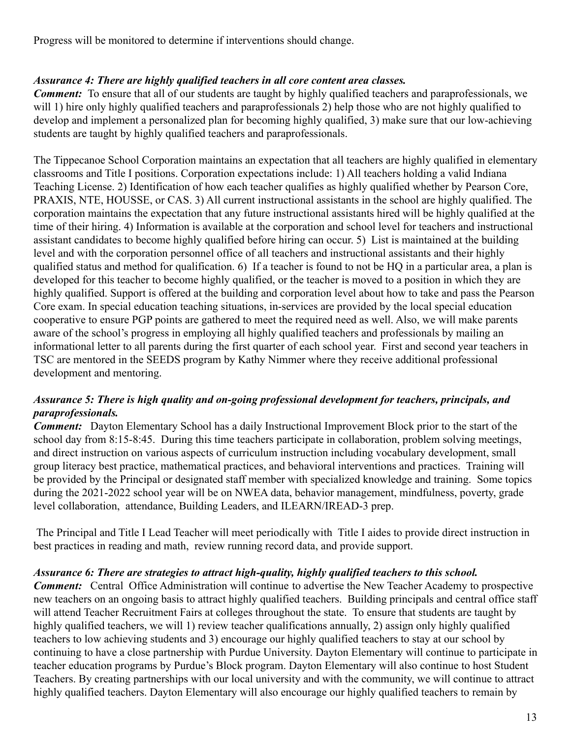Progress will be monitored to determine if interventions should change.

***Assurance 4: There are highly qualified teachers in all core content area classes.***

***Comment:*** To ensure that all of our students are taught by highly qualified teachers and paraprofessionals, we will 1) hire only highly qualified teachers and paraprofessionals 2) help those who are not highly qualified to develop and implement a personalized plan for becoming highly qualified, 3) make sure that our low-achieving students are taught by highly qualified teachers and paraprofessionals.

The Tippecanoe School Corporation maintains an expectation that all teachers are highly qualified in elementary classrooms and Title I positions. Corporation expectations include: 1) All teachers holding a valid Indiana Teaching License. 2) Identification of how each teacher qualifies as highly qualified whether by Pearson Core, PRAXIS, NTE, HOUSSE, or CAS. 3) All current instructional assistants in the school are highly qualified. The corporation maintains the expectation that any future instructional assistants hired will be highly qualified at the time of their hiring. 4) Information is available at the corporation and school level for teachers and instructional assistant candidates to become highly qualified before hiring can occur. 5) List is maintained at the building level and with the corporation personnel office of all teachers and instructional assistants and their highly qualified status and method for qualification. 6) If a teacher is found to not be HQ in a particular area, a plan is developed for this teacher to become highly qualified, or the teacher is moved to a position in which they are highly qualified. Support is offered at the building and corporation level about how to take and pass the Pearson Core exam. In special education teaching situations, in-services are provided by the local special education cooperative to ensure PGP points are gathered to meet the required need as well. Also, we will make parents aware of the school's progress in employing all highly qualified teachers and professionals by mailing an informational letter to all parents during the first quarter of each school year. First and second year teachers in TSC are mentored in the SEEDS program by Kathy Nimmer where they receive additional professional development and mentoring.

***Assurance 5: There is high quality and on-going professional development for teachers, principals, and paraprofessionals.***

***Comment:*** Dayton Elementary School has a daily Instructional Improvement Block prior to the start of the school day from 8:15-8:45. During this time teachers participate in collaboration, problem solving meetings, and direct instruction on various aspects of curriculum instruction including vocabulary development, small group literacy best practice, mathematical practices, and behavioral interventions and practices. Training will be provided by the Principal or designated staff member with specialized knowledge and training. Some topics during the 2021-2022 school year will be on NWEA data, behavior management, mindfulness, poverty, grade level collaboration, attendance, Building Leaders, and ILEARN/IREAD-3 prep.

The Principal and Title I Lead Teacher will meet periodically with Title I aides to provide direct instruction in best practices in reading and math, review running record data, and provide support.

***Assurance 6: There are strategies to attract high-quality, highly qualified teachers to this school.***

***Comment:*** Central Office Administration will continue to advertise the New Teacher Academy to prospective new teachers on an ongoing basis to attract highly qualified teachers. Building principals and central office staff will attend Teacher Recruitment Fairs at colleges throughout the state. To ensure that students are taught by highly qualified teachers, we will 1) review teacher qualifications annually, 2) assign only highly qualified teachers to low achieving students and 3) encourage our highly qualified teachers to stay at our school by continuing to have a close partnership with Purdue University. Dayton Elementary will continue to participate in teacher education programs by Purdue's Block program. Dayton Elementary will also continue to host Student Teachers. By creating partnerships with our local university and with the community, we will continue to attract highly qualified teachers. Dayton Elementary will also encourage our highly qualified teachers to remain by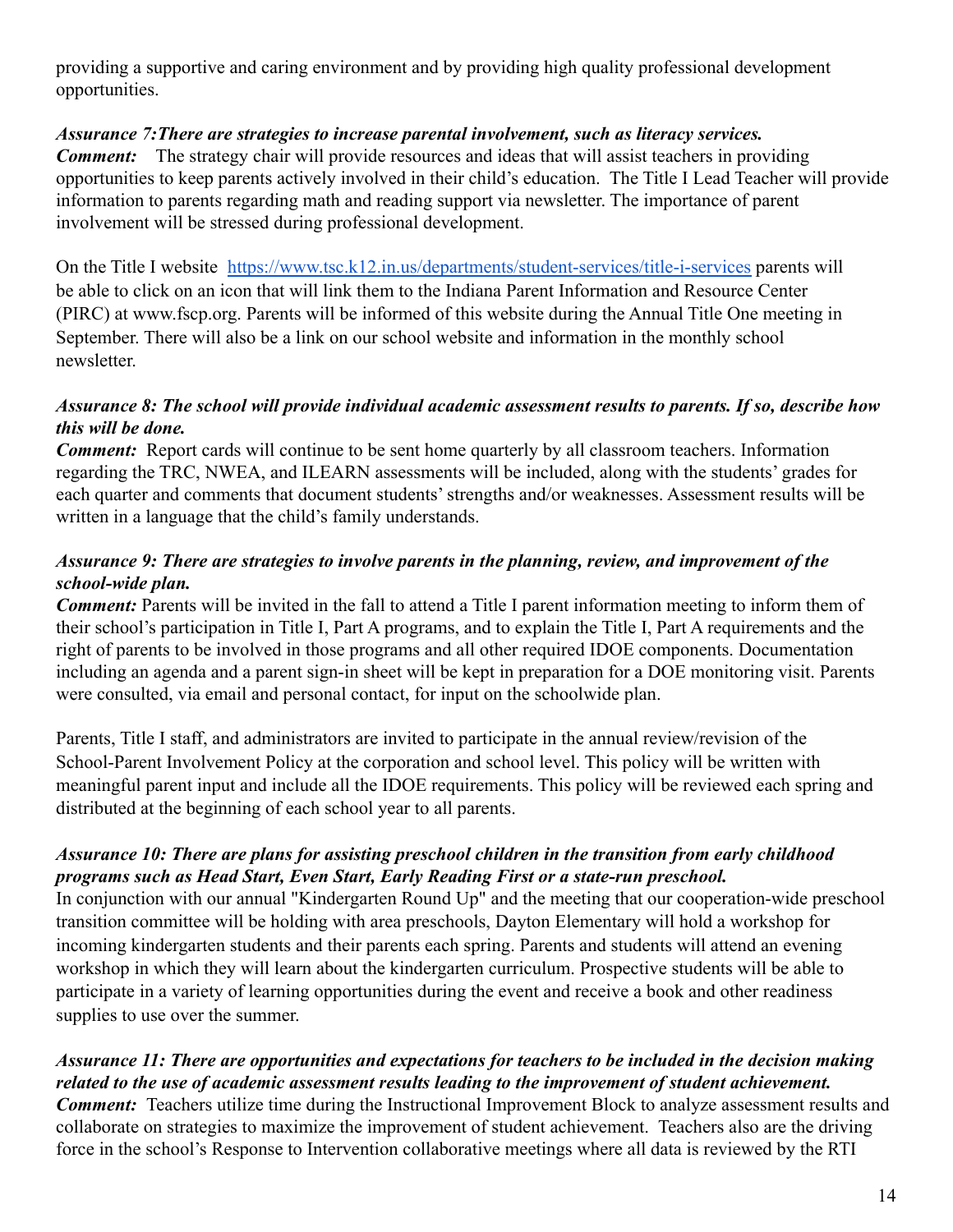providing a supportive and caring environment and by providing high quality professional development opportunities.

***Assurance 7:There are strategies to increase parental involvement, such as literacy services.***
***Comment:*** The strategy chair will provide resources and ideas that will assist teachers in providing opportunities to keep parents actively involved in their child's education. The Title I Lead Teacher will provide information to parents regarding math and reading support via newsletter. The importance of parent involvement will be stressed during professional development.

On the Title I website https://www.tsc.k12.in.us/departments/student-services/title-i-services parents will be able to click on an icon that will link them to the Indiana Parent Information and Resource Center (PIRC) at www.fscp.org. Parents will be informed of this website during the Annual Title One meeting in September. There will also be a link on our school website and information in the monthly school newsletter.

***Assurance 8: The school will provide individual academic assessment results to parents. If so, describe how this will be done.***
***Comment:*** Report cards will continue to be sent home quarterly by all classroom teachers. Information regarding the TRC, NWEA, and ILEARN assessments will be included, along with the students' grades for each quarter and comments that document students' strengths and/or weaknesses. Assessment results will be written in a language that the child's family understands.

***Assurance 9: There are strategies to involve parents in the planning, review, and improvement of the school-wide plan.***
***Comment:*** Parents will be invited in the fall to attend a Title I parent information meeting to inform them of their school's participation in Title I, Part A programs, and to explain the Title I, Part A requirements and the right of parents to be involved in those programs and all other required IDOE components. Documentation including an agenda and a parent sign-in sheet will be kept in preparation for a DOE monitoring visit. Parents were consulted, via email and personal contact, for input on the schoolwide plan.

Parents, Title I staff, and administrators are invited to participate in the annual review/revision of the School-Parent Involvement Policy at the corporation and school level. This policy will be written with meaningful parent input and include all the IDOE requirements. This policy will be reviewed each spring and distributed at the beginning of each school year to all parents.

***Assurance 10: There are plans for assisting preschool children in the transition from early childhood programs such as Head Start, Even Start, Early Reading First or a state-run preschool.***
In conjunction with our annual "Kindergarten Round Up" and the meeting that our cooperation-wide preschool transition committee will be holding with area preschools, Dayton Elementary will hold a workshop for incoming kindergarten students and their parents each spring. Parents and students will attend an evening workshop in which they will learn about the kindergarten curriculum. Prospective students will be able to participate in a variety of learning opportunities during the event and receive a book and other readiness supplies to use over the summer.

***Assurance 11: There are opportunities and expectations for teachers to be included in the decision making related to the use of academic assessment results leading to the improvement of student achievement.***
***Comment:*** Teachers utilize time during the Instructional Improvement Block to analyze assessment results and collaborate on strategies to maximize the improvement of student achievement. Teachers also are the driving force in the school's Response to Intervention collaborative meetings where all data is reviewed by the RTI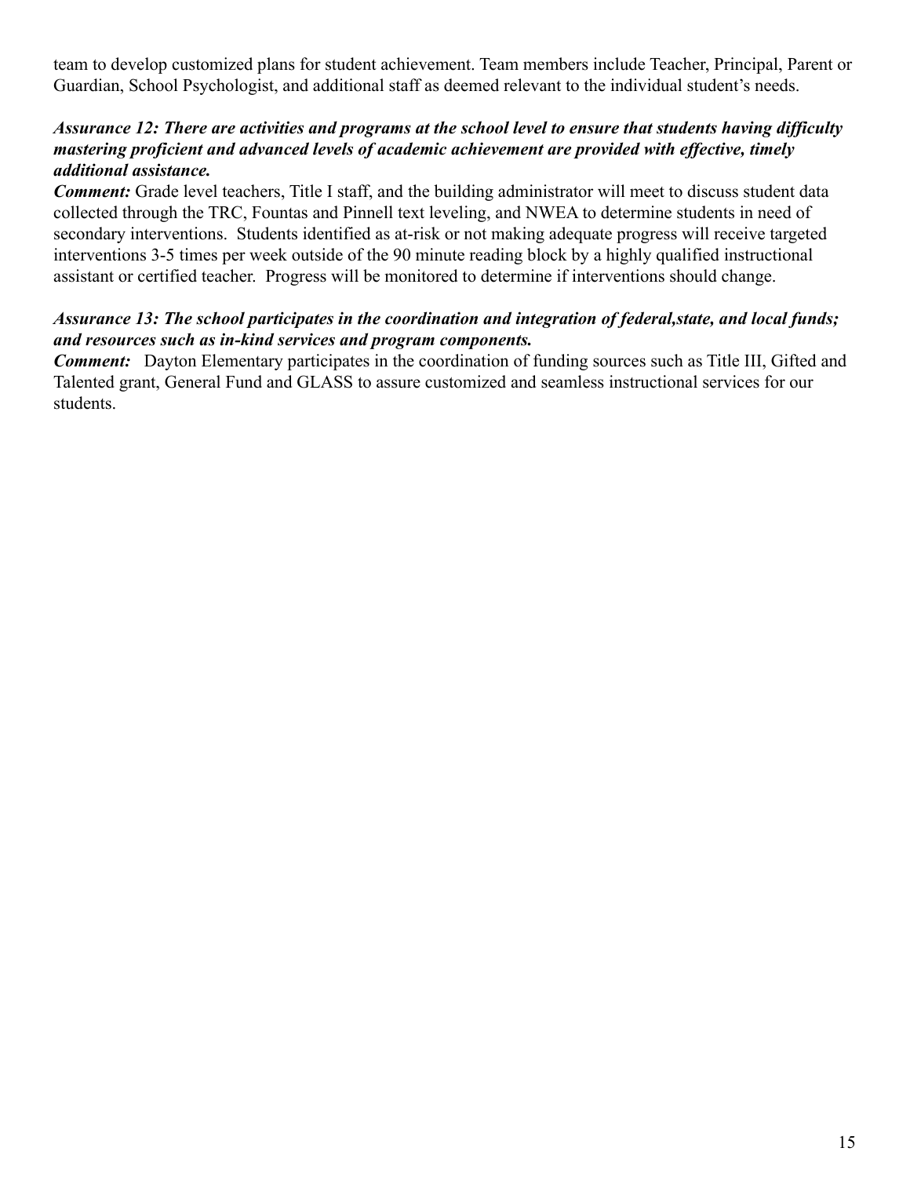team to develop customized plans for student achievement. Team members include Teacher, Principal, Parent or Guardian, School Psychologist, and additional staff as deemed relevant to the individual student's needs.

***Assurance 12: There are activities and programs at the school level to ensure that students having difficulty mastering proficient and advanced levels of academic achievement are provided with effective, timely additional assistance.***

***Comment:*** Grade level teachers, Title I staff, and the building administrator will meet to discuss student data collected through the TRC, Fountas and Pinnell text leveling, and NWEA to determine students in need of secondary interventions. Students identified as at-risk or not making adequate progress will receive targeted interventions 3-5 times per week outside of the 90 minute reading block by a highly qualified instructional assistant or certified teacher. Progress will be monitored to determine if interventions should change.

***Assurance 13: The school participates in the coordination and integration of federal,state, and local funds; and resources such as in-kind services and program components.***

***Comment:*** Dayton Elementary participates in the coordination of funding sources such as Title III, Gifted and Talented grant, General Fund and GLASS to assure customized and seamless instructional services for our students.